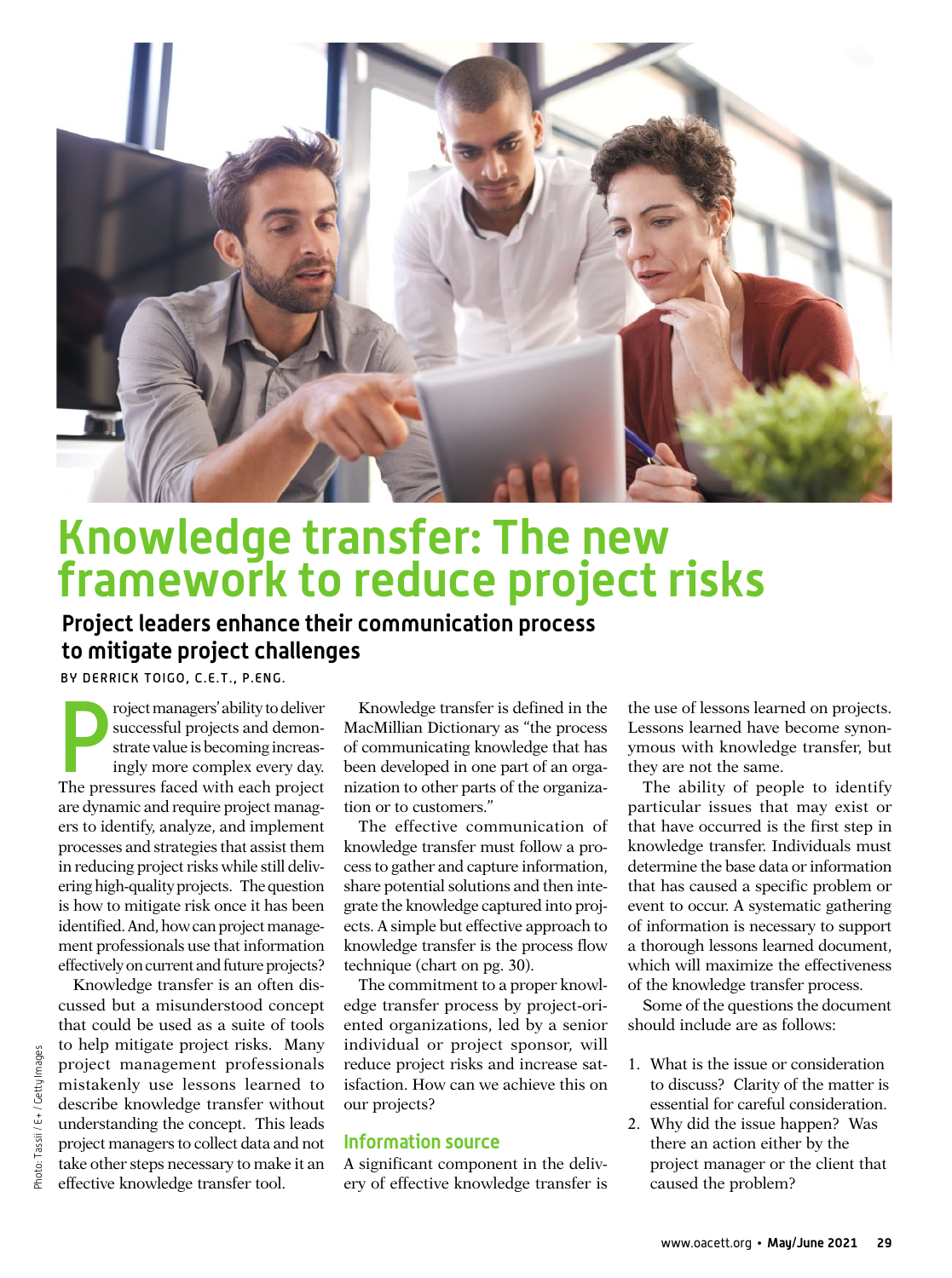# Knowledge transfer: The new framework to reduce project risks

## Project leaders enhance their communication process to mitigate project challenges

BY DERRICK TOIGO, C.E.T., P.ENG.

Project managers' ability to deliver successful projects and demonstrate value is becoming increasingly more complex every day. The pressures faced with each project are dynamic and require project managers to identify, analyze, and implement processes and strategies that assist them in reducing project risks while still delivering high-quality projects. The question is how to mitigate risk once it has been identified. And, how can project management professionals use that information effectively on current and future projects?

Knowledge transfer is an often discussed but a misunderstood concept that could be used as a suite of tools to help mitigate project risks. Many project management professionals mistakenly use lessons learned to describe knowledge transfer without understanding the concept. This leads project managers to collect data and not take other steps necessary to make it an effective knowledge transfer tool.

Knowledge transfer is defined in the MacMillian Dictionary as "the process of communicating knowledge that has been developed in one part of an organization to other parts of the organization or to customers."

The effective communication of knowledge transfer must follow a process to gather and capture information, share potential solutions and then integrate the knowledge captured into projects. A simple but effective approach to knowledge transfer is the process flow technique (chart on pg. 30).

The commitment to a proper knowledge transfer process by project-oriented organizations, led by a senior individual or project sponsor, will reduce project risks and increase satisfaction. How can we achieve this on our projects?

### Information source

A significant component in the delivery of effective knowledge transfer is the use of lessons learned on projects. Lessons learned have become synonymous with knowledge transfer, but they are not the same.

The ability of people to identify particular issues that may exist or that have occurred is the first step in knowledge transfer. Individuals must determine the base data or information that has caused a specific problem or event to occur. A systematic gathering of information is necessary to support a thorough lessons learned document, which will maximize the effectiveness of the knowledge transfer process.

Some of the questions the document should include are as follows:

1. What is the issue or consideration to discuss? Clarity of the matter is essential for careful consideration.
2. Why did the issue happen? Was there an action either by the project manager or the client that caused the problem?

Photo: Tassii / E+ / Getty Images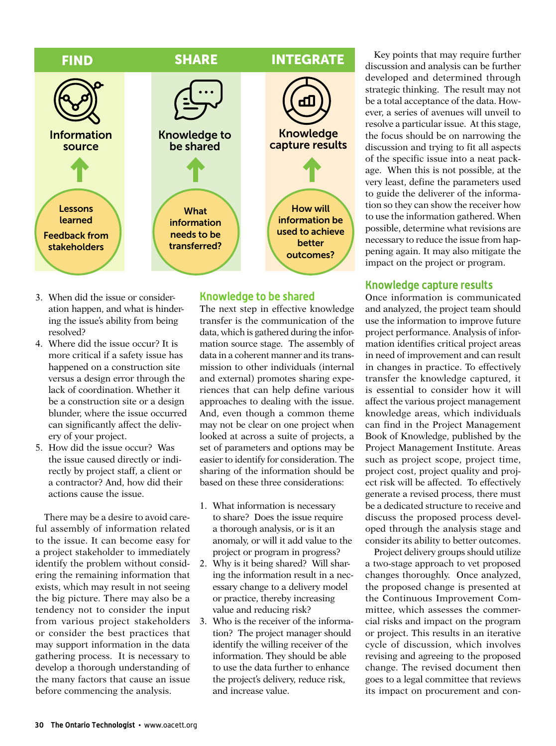| FIND | SHARE | INTEGRATE |
|---|---|---|
| Information source | Knowledge to be shared | Knowledge capture results |
| ↑ | ↑ | ↑ |
| Lessons learned<br>Feedback from stakeholders | What information needs to be transferred? | How will information be used to achieve better outcomes? |

3. When did the issue or consideration happen, and what is hindering the issue's ability from being resolved?
4. Where did the issue occur? It is more critical if a safety issue has happened on a construction site versus a design error through the lack of coordination. Whether it be a construction site or a design blunder, where the issue occurred can significantly affect the delivery of your project.
5. How did the issue occur? Was the issue caused directly or indirectly by project staff, a client or a contractor? And, how did their actions cause the issue.

There may be a desire to avoid careful assembly of information related to the issue. It can become easy for a project stakeholder to immediately identify the problem without considering the remaining information that exists, which may result in not seeing the big picture. There may also be a tendency not to consider the input from various project stakeholders or consider the best practices that may support information in the data gathering process. It is necessary to develop a thorough understanding of the many factors that cause an issue before commencing the analysis.

## Knowledge to be shared

The next step in effective knowledge transfer is the communication of the data, which is gathered during the information source stage. The assembly of data in a coherent manner and its transmission to other individuals (internal and external) promotes sharing experiences that can help define various approaches to dealing with the issue. And, even though a common theme may not be clear on one project when looked at across a suite of projects, a set of parameters and options may be easier to identify for consideration. The sharing of the information should be based on these three considerations:

1. What information is necessary to share? Does the issue require a thorough analysis, or is it an anomaly, or will it add value to the project or program in progress?
2. Why is it being shared? Will sharing the information result in a necessary change to a delivery model or practice, thereby increasing value and reducing risk?
3. Who is the receiver of the information? The project manager should identify the willing receiver of the information. They should be able to use the data further to enhance the project's delivery, reduce risk, and increase value.

Key points that may require further discussion and analysis can be further developed and determined through strategic thinking. The result may not be a total acceptance of the data. However, a series of avenues will unveil to resolve a particular issue. At this stage, the focus should be on narrowing the discussion and trying to fit all aspects of the specific issue into a neat package. When this is not possible, at the very least, define the parameters used to guide the deliverer of the information so they can show the receiver how to use the information gathered. When possible, determine what revisions are necessary to reduce the issue from happening again. It may also mitigate the impact on the project or program.

## Knowledge capture results

Once information is communicated and analyzed, the project team should use the information to improve future project performance. Analysis of information identifies critical project areas in need of improvement and can result in changes in practice. To effectively transfer the knowledge captured, it is essential to consider how it will affect the various project management knowledge areas, which individuals can find in the Project Management Book of Knowledge, published by the Project Management Institute. Areas such as project scope, project time, project cost, project quality and project risk will be affected. To effectively generate a revised process, there must be a dedicated structure to receive and discuss the proposed process developed through the analysis stage and consider its ability to better outcomes.

Project delivery groups should utilize a two-stage approach to vet proposed changes thoroughly. Once analyzed, the proposed change is presented at the Continuous Improvement Committee, which assesses the commercial risks and impact on the program or project. This results in an iterative cycle of discussion, which involves revising and agreeing to the proposed change. The revised document then goes to a legal committee that reviews its impact on procurement and con-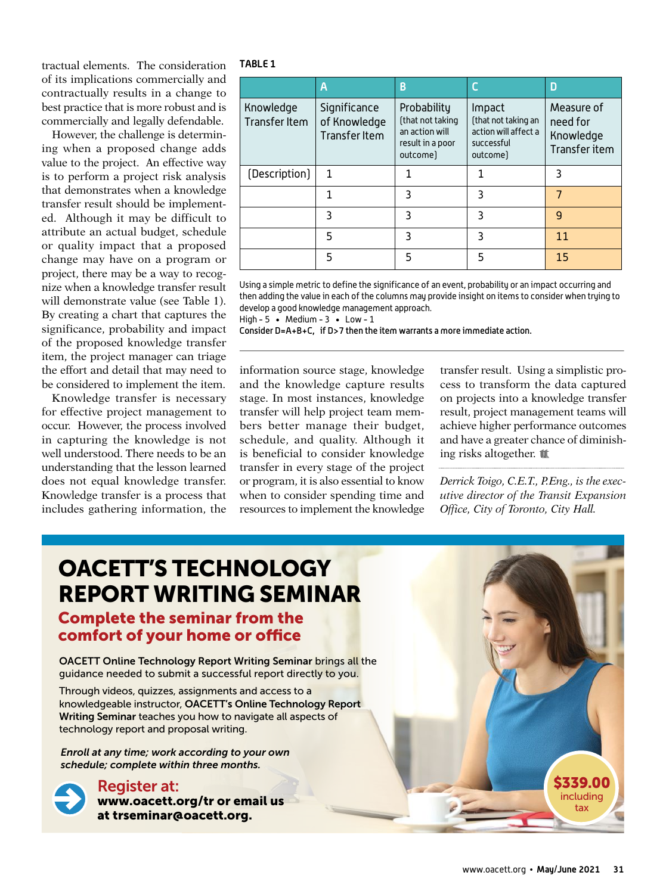tractual elements. The consideration of its implications commercially and contractually results in a change to best practice that is more robust and is commercially and legally defendable.

However, the challenge is determining when a proposed change adds value to the project. An effective way is to perform a project risk analysis that demonstrates when a knowledge transfer result should be implemented. Although it may be difficult to attribute an actual budget, schedule or quality impact that a proposed change may have on a program or project, there may be a way to recognize when a knowledge transfer result will demonstrate value (see Table 1). By creating a chart that captures the significance, probability and impact of the proposed knowledge transfer item, the project manager can triage the effort and detail that may need to be considered to implement the item.

Knowledge transfer is necessary for effective project management to occur. However, the process involved in capturing the knowledge is not well understood. There needs to be an understanding that the lesson learned does not equal knowledge transfer. Knowledge transfer is a process that includes gathering information, the information source stage, knowledge and the knowledge capture results stage. In most instances, knowledge transfer will help project team members better manage their budget, schedule, and quality. Although it is beneficial to consider knowledge transfer in every stage of the project or program, it is also essential to know when to consider spending time and resources to implement the knowledge transfer result. Using a simplistic process to transform the data captured on projects into a knowledge transfer result, project management teams will achieve higher performance outcomes and have a greater chance of diminishing risks altogether.

**TABLE 1**

| | A | B | C | D |
|---|---|---|---|---|
| Knowledge Transfer Item | Significance of Knowledge Transfer Item | Probability (that not taking an action will result in a poor outcome) | Impact (that not taking an action will affect a successful outcome) | Measure of need for Knowledge Transfer item |
| (Description) | 1 | 1 | 1 | 3 |
| | 1 | 3 | 3 | 7 |
| | 3 | 3 | 3 | 9 |
| | 5 | 3 | 3 | 11 |
| | 5 | 5 | 5 | 15 |

Using a simple metric to define the significance of an event, probability or an impact occurring and then adding the value in each of the columns may provide insight on items to consider when trying to develop a good knowledge management approach.

High - 5 • Medium - 3 • Low - 1

**Consider D=A+B+C, if D>7 then the item warrants a more immediate action.**

*Derrick Toigo, C.E.T., P.Eng., is the executive director of the Transit Expansion Office, City of Toronto, City Hall.*

# OACETT'S TECHNOLOGY REPORT WRITING SEMINAR

## Complete the seminar from the comfort of your home or office

**OACETT Online Technology Report Writing Seminar** brings all the guidance needed to submit a successful report directly to you.

Through videos, quizzes, assignments and access to a knowledgeable instructor, **OACETT's Online Technology Report Writing Seminar** teaches you how to navigate all aspects of technology report and proposal writing.

*Enroll at any time; work according to your own schedule; complete within three months.*

**Register at:**
**www.oacett.org/tr or email us at trseminar@oacett.org.**

**$339.00** including tax